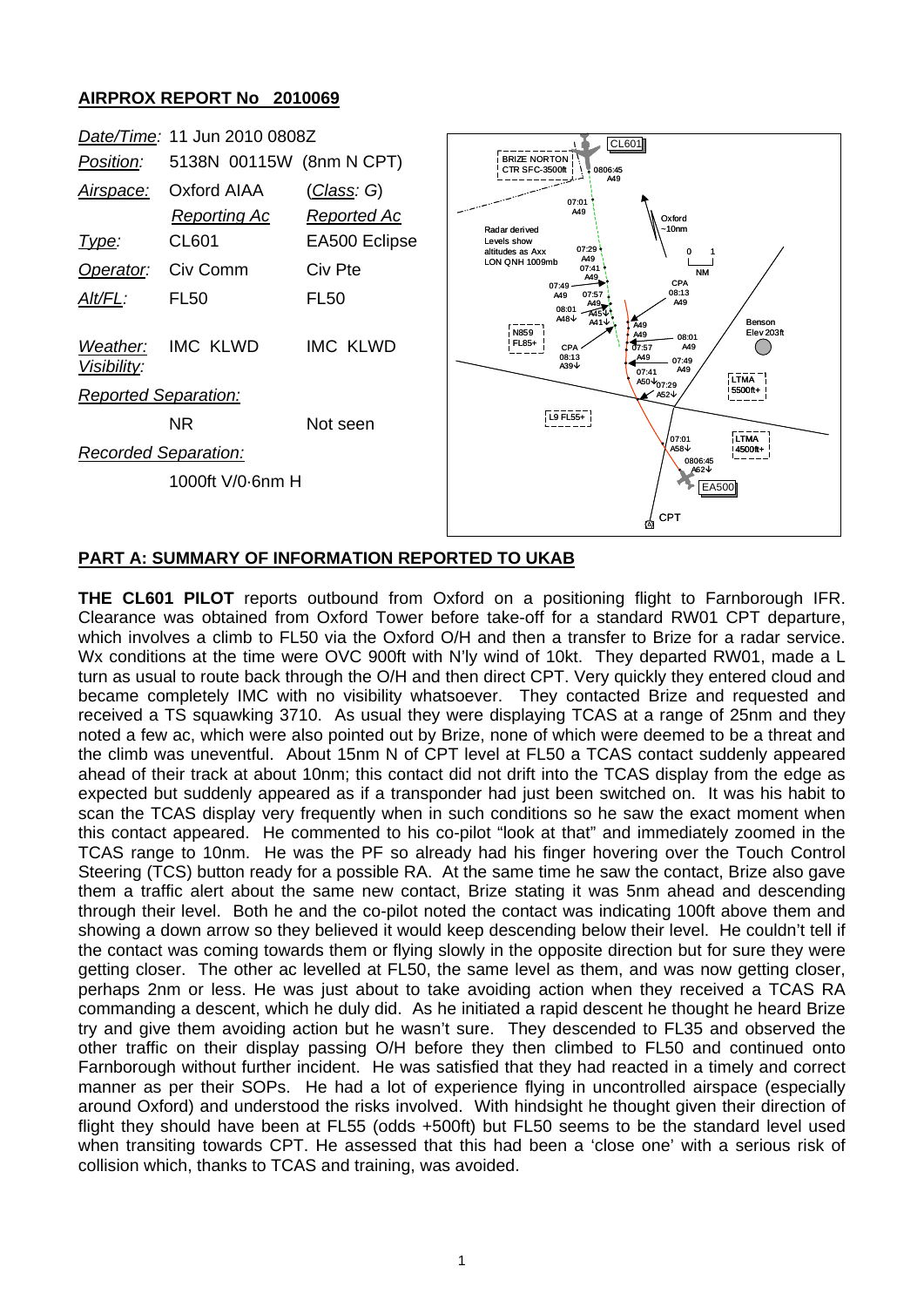## AIRPROX REPORT No 2010069

| | | |
|---|---|---|
| *Date/Time:* | 11 Jun 2010 0808Z | |
| *Position:* | 5138N 00115W (8nm N CPT) | |
| *Airspace:* | Oxford AIAA | (*Class: G*) |
| | *Reporting Ac* | *Reported Ac* |
| *Type:* | CL601 | EA500 Eclipse |
| *Operator:* | Civ Comm | Civ Pte |
| *Alt/FL:* | FL50 | FL50 |
| *Weather:* *Visibility:* | IMC KLWD | IMC KLWD |
| *Reported Separation:* | | |
| | NR | Not seen |
| *Recorded Separation:* | | |
| | 1000ft V/0·6nm H | |

## PART A: SUMMARY OF INFORMATION REPORTED TO UKAB

**THE CL601 PILOT** reports outbound from Oxford on a positioning flight to Farnborough IFR. Clearance was obtained from Oxford Tower before take-off for a standard RW01 CPT departure, which involves a climb to FL50 via the Oxford O/H and then a transfer to Brize for a radar service. Wx conditions at the time were OVC 900ft with N'ly wind of 10kt. They departed RW01, made a L turn as usual to route back through the O/H and then direct CPT. Very quickly they entered cloud and became completely IMC with no visibility whatsoever. They contacted Brize and requested and received a TS squawking 3710. As usual they were displaying TCAS at a range of 25nm and they noted a few ac, which were also pointed out by Brize, none of which were deemed to be a threat and the climb was uneventful. About 15nm N of CPT level at FL50 a TCAS contact suddenly appeared ahead of their track at about 10nm; this contact did not drift into the TCAS display from the edge as expected but suddenly appeared as if a transponder had just been switched on. It was his habit to scan the TCAS display very frequently when in such conditions so he saw the exact moment when this contact appeared. He commented to his co-pilot "look at that" and immediately zoomed in the TCAS range to 10nm. He was the PF so already had his finger hovering over the Touch Control Steering (TCS) button ready for a possible RA. At the same time he saw the contact, Brize also gave them a traffic alert about the same new contact, Brize stating it was 5nm ahead and descending through their level. Both he and the co-pilot noted the contact was indicating 100ft above them and showing a down arrow so they believed it would keep descending below their level. He couldn't tell if the contact was coming towards them or flying slowly in the opposite direction but for sure they were getting closer. The other ac levelled at FL50, the same level as them, and was now getting closer, perhaps 2nm or less. He was just about to take avoiding action when they received a TCAS RA commanding a descent, which he duly did. As he initiated a rapid descent he thought he heard Brize try and give them avoiding action but he wasn't sure. They descended to FL35 and observed the other traffic on their display passing O/H before they then climbed to FL50 and continued onto Farnborough without further incident. He was satisfied that they had reacted in a timely and correct manner as per their SOPs. He had a lot of experience flying in uncontrolled airspace (especially around Oxford) and understood the risks involved. With hindsight he thought given their direction of flight they should have been at FL55 (odds +500ft) but FL50 seems to be the standard level used when transiting towards CPT. He assessed that this had been a 'close one' with a serious risk of collision which, thanks to TCAS and training, was avoided.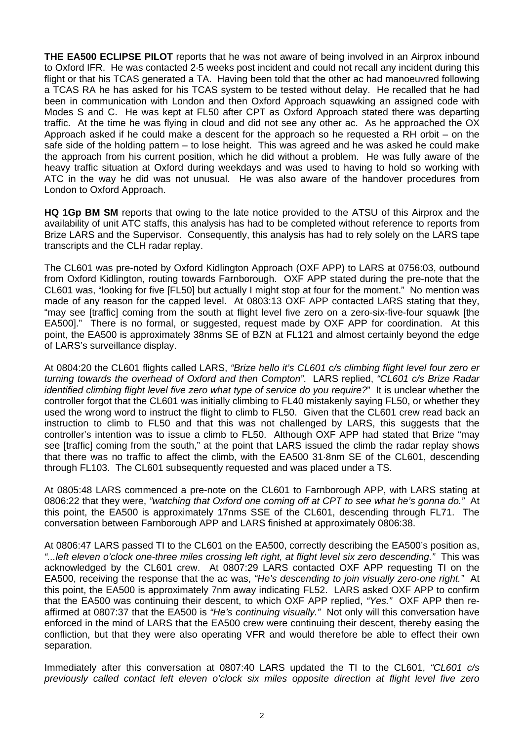**THE EA500 ECLIPSE PILOT** reports that he was not aware of being involved in an Airprox inbound to Oxford IFR. He was contacted 2·5 weeks post incident and could not recall any incident during this flight or that his TCAS generated a TA. Having been told that the other ac had manoeuvred following a TCAS RA he has asked for his TCAS system to be tested without delay. He recalled that he had been in communication with London and then Oxford Approach squawking an assigned code with Modes S and C. He was kept at FL50 after CPT as Oxford Approach stated there was departing traffic. At the time he was flying in cloud and did not see any other ac. As he approached the OX Approach asked if he could make a descent for the approach so he requested a RH orbit – on the safe side of the holding pattern – to lose height. This was agreed and he was asked he could make the approach from his current position, which he did without a problem. He was fully aware of the heavy traffic situation at Oxford during weekdays and was used to having to hold so working with ATC in the way he did was not unusual. He was also aware of the handover procedures from London to Oxford Approach.

**HQ 1Gp BM SM** reports that owing to the late notice provided to the ATSU of this Airprox and the availability of unit ATC staffs, this analysis has had to be completed without reference to reports from Brize LARS and the Supervisor. Consequently, this analysis has had to rely solely on the LARS tape transcripts and the CLH radar replay.

The CL601 was pre-noted by Oxford Kidlington Approach (OXF APP) to LARS at 0756:03, outbound from Oxford Kidlington, routing towards Farnborough. OXF APP stated during the pre-note that the CL601 was, "looking for five [FL50] but actually I might stop at four for the moment." No mention was made of any reason for the capped level. At 0803:13 OXF APP contacted LARS stating that they, "may see [traffic] coming from the south at flight level five zero on a zero-six-five-four squawk [the EA500]." There is no formal, or suggested, request made by OXF APP for coordination. At this point, the EA500 is approximately 38nms SE of BZN at FL121 and almost certainly beyond the edge of LARS's surveillance display.

At 0804:20 the CL601 flights called LARS, *"Brize hello it's CL601 c/s climbing flight level four zero er turning towards the overhead of Oxford and then Compton"*. LARS replied, *"CL601 c/s Brize Radar identified climbing flight level five zero what type of service do you require?"* It is unclear whether the controller forgot that the CL601 was initially climbing to FL40 mistakenly saying FL50, or whether they used the wrong word to instruct the flight to climb to FL50. Given that the CL601 crew read back an instruction to climb to FL50 and that this was not challenged by LARS, this suggests that the controller's intention was to issue a climb to FL50. Although OXF APP had stated that Brize "may see [traffic] coming from the south," at the point that LARS issued the climb the radar replay shows that there was no traffic to affect the climb, with the EA500 31·8nm SE of the CL601, descending through FL103. The CL601 subsequently requested and was placed under a TS.

At 0805:48 LARS commenced a pre-note on the CL601 to Farnborough APP, with LARS stating at 0806:22 that they were, *"watching that Oxford one coming off at CPT to see what he's gonna do."* At this point, the EA500 is approximately 17nms SSE of the CL601, descending through FL71. The conversation between Farnborough APP and LARS finished at approximately 0806:38.

At 0806:47 LARS passed TI to the CL601 on the EA500, correctly describing the EA500's position as, *"...left eleven o'clock one-three miles crossing left right, at flight level six zero descending."* This was acknowledged by the CL601 crew. At 0807:29 LARS contacted OXF APP requesting TI on the EA500, receiving the response that the ac was, *"He's descending to join visually zero-one right."* At this point, the EA500 is approximately 7nm away indicating FL52. LARS asked OXF APP to confirm that the EA500 was continuing their descent, to which OXF APP replied, *"Yes."* OXF APP then re-affirmed at 0807:37 that the EA500 is *"He's continuing visually."* Not only will this conversation have enforced in the mind of LARS that the EA500 crew were continuing their descent, thereby easing the confliction, but that they were also operating VFR and would therefore be able to effect their own separation.

Immediately after this conversation at 0807:40 LARS updated the TI to the CL601, *"CL601 c/s previously called contact left eleven o'clock six miles opposite direction at flight level five zero*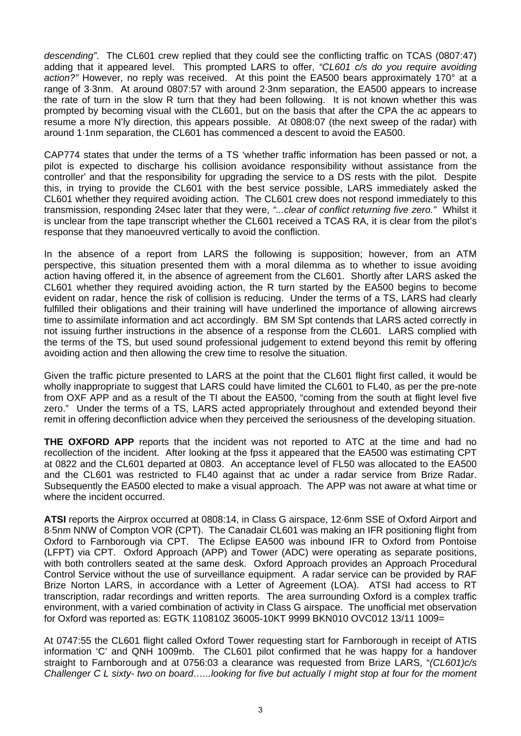*descending"*. The CL601 crew replied that they could see the conflicting traffic on TCAS (0807:47) adding that it appeared level. This prompted LARS to offer, *"CL601 c/s do you require avoiding action?"* However, no reply was received. At this point the EA500 bears approximately 170° at a range of 3·3nm. At around 0807:57 with around 2·3nm separation, the EA500 appears to increase the rate of turn in the slow R turn that they had been following. It is not known whether this was prompted by becoming visual with the CL601, but on the basis that after the CPA the ac appears to resume a more N'ly direction, this appears possible. At 0808:07 (the next sweep of the radar) with around 1·1nm separation, the CL601 has commenced a descent to avoid the EA500.

CAP774 states that under the terms of a TS 'whether traffic information has been passed or not, a pilot is expected to discharge his collision avoidance responsibility without assistance from the controller' and that the responsibility for upgrading the service to a DS rests with the pilot. Despite this, in trying to provide the CL601 with the best service possible, LARS immediately asked the CL601 whether they required avoiding action. The CL601 crew does not respond immediately to this transmission, responding 24sec later that they were, *"...clear of conflict returning five zero."* Whilst it is unclear from the tape transcript whether the CL601 received a TCAS RA, it is clear from the pilot's response that they manoeuvred vertically to avoid the confliction.

In the absence of a report from LARS the following is supposition; however, from an ATM perspective, this situation presented them with a moral dilemma as to whether to issue avoiding action having offered it, in the absence of agreement from the CL601. Shortly after LARS asked the CL601 whether they required avoiding action, the R turn started by the EA500 begins to become evident on radar, hence the risk of collision is reducing. Under the terms of a TS, LARS had clearly fulfilled their obligations and their training will have underlined the importance of allowing aircrews time to assimilate information and act accordingly. BM SM Spt contends that LARS acted correctly in not issuing further instructions in the absence of a response from the CL601. LARS complied with the terms of the TS, but used sound professional judgement to extend beyond this remit by offering avoiding action and then allowing the crew time to resolve the situation.

Given the traffic picture presented to LARS at the point that the CL601 flight first called, it would be wholly inappropriate to suggest that LARS could have limited the CL601 to FL40, as per the pre-note from OXF APP and as a result of the TI about the EA500, "coming from the south at flight level five zero." Under the terms of a TS, LARS acted appropriately throughout and extended beyond their remit in offering deconfliction advice when they perceived the seriousness of the developing situation.

**THE OXFORD APP** reports that the incident was not reported to ATC at the time and had no recollection of the incident. After looking at the fpss it appeared that the EA500 was estimating CPT at 0822 and the CL601 departed at 0803. An acceptance level of FL50 was allocated to the EA500 and the CL601 was restricted to FL40 against that ac under a radar service from Brize Radar. Subsequently the EA500 elected to make a visual approach. The APP was not aware at what time or where the incident occurred.

**ATSI** reports the Airprox occurred at 0808:14, in Class G airspace, 12·6nm SSE of Oxford Airport and 8·5nm NNW of Compton VOR (CPT). The Canadair CL601 was making an IFR positioning flight from Oxford to Farnborough via CPT. The Eclipse EA500 was inbound IFR to Oxford from Pontoise (LFPT) via CPT. Oxford Approach (APP) and Tower (ADC) were operating as separate positions, with both controllers seated at the same desk. Oxford Approach provides an Approach Procedural Control Service without the use of surveillance equipment. A radar service can be provided by RAF Brize Norton LARS, in accordance with a Letter of Agreement (LOA). ATSI had access to RT transcription, radar recordings and written reports. The area surrounding Oxford is a complex traffic environment, with a varied combination of activity in Class G airspace. The unofficial met observation for Oxford was reported as: EGTK 110810Z 36005-10KT 9999 BKN010 OVC012 13/11 1009=

At 0747:55 the CL601 flight called Oxford Tower requesting start for Farnborough in receipt of ATIS information 'C' and QNH 1009mb. The CL601 pilot confirmed that he was happy for a handover straight to Farnborough and at 0756:03 a clearance was requested from Brize LARS, "*(CL601)c/s Challenger C L sixty- two on board…...looking for five but actually I might stop at four for the moment*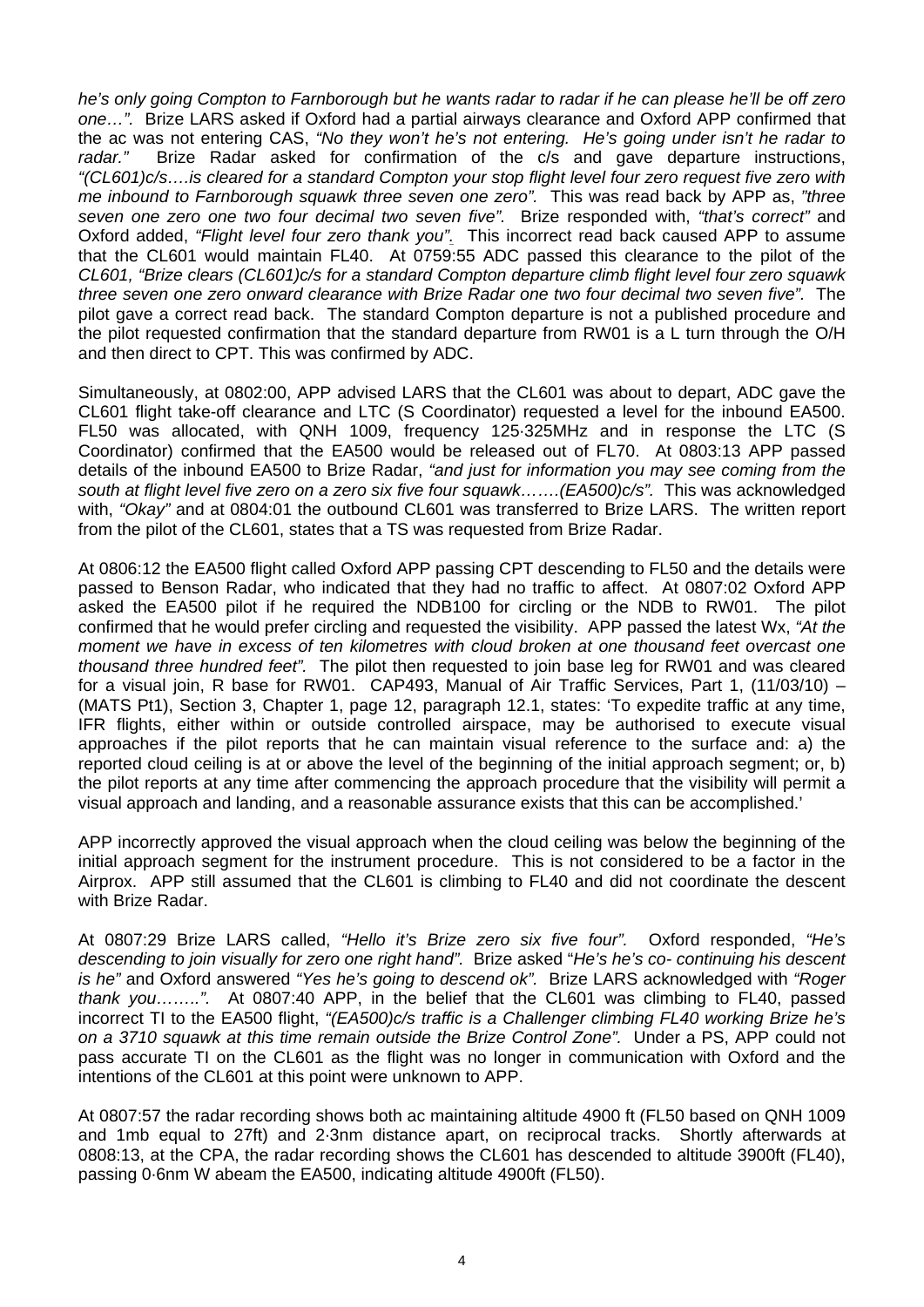*he's only going Compton to Farnborough but he wants radar to radar if he can please he'll be off zero one…".* Brize LARS asked if Oxford had a partial airways clearance and Oxford APP confirmed that the ac was not entering CAS, *"No they won't he's not entering. He's going under isn't he radar to radar."* Brize Radar asked for confirmation of the c/s and gave departure instructions, *"(CL601)c/s….is cleared for a standard Compton your stop flight level four zero request five zero with me inbound to Farnborough squawk three seven one zero".* This was read back by APP as, *"three seven one zero one two four decimal two seven five".* Brize responded with, *"that's correct"* and Oxford added, *"Flight level four zero thank you".* This incorrect read back caused APP to assume that the CL601 would maintain FL40. At 0759:55 ADC passed this clearance to the pilot of the CL601, *"Brize clears (CL601)c/s for a standard Compton departure climb flight level four zero squawk three seven one zero onward clearance with Brize Radar one two four decimal two seven five".* The pilot gave a correct read back. The standard Compton departure is not a published procedure and the pilot requested confirmation that the standard departure from RW01 is a L turn through the O/H and then direct to CPT. This was confirmed by ADC.

Simultaneously, at 0802:00, APP advised LARS that the CL601 was about to depart, ADC gave the CL601 flight take-off clearance and LTC (S Coordinator) requested a level for the inbound EA500. FL50 was allocated, with QNH 1009, frequency 125·325MHz and in response the LTC (S Coordinator) confirmed that the EA500 would be released out of FL70. At 0803:13 APP passed details of the inbound EA500 to Brize Radar, *"and just for information you may see coming from the south at flight level five zero on a zero six five four squawk…….(EA500)c/s".* This was acknowledged with, *"Okay"* and at 0804:01 the outbound CL601 was transferred to Brize LARS. The written report from the pilot of the CL601, states that a TS was requested from Brize Radar.

At 0806:12 the EA500 flight called Oxford APP passing CPT descending to FL50 and the details were passed to Benson Radar, who indicated that they had no traffic to affect. At 0807:02 Oxford APP asked the EA500 pilot if he required the NDB100 for circling or the NDB to RW01. The pilot confirmed that he would prefer circling and requested the visibility. APP passed the latest Wx, *"At the moment we have in excess of ten kilometres with cloud broken at one thousand feet overcast one thousand three hundred feet".* The pilot then requested to join base leg for RW01 and was cleared for a visual join, R base for RW01. CAP493, Manual of Air Traffic Services, Part 1, (11/03/10) – (MATS Pt1), Section 3, Chapter 1, page 12, paragraph 12.1, states: 'To expedite traffic at any time, IFR flights, either within or outside controlled airspace, may be authorised to execute visual approaches if the pilot reports that he can maintain visual reference to the surface and: a) the reported cloud ceiling is at or above the level of the beginning of the initial approach segment; or, b) the pilot reports at any time after commencing the approach procedure that the visibility will permit a visual approach and landing, and a reasonable assurance exists that this can be accomplished.'

APP incorrectly approved the visual approach when the cloud ceiling was below the beginning of the initial approach segment for the instrument procedure. This is not considered to be a factor in the Airprox. APP still assumed that the CL601 is climbing to FL40 and did not coordinate the descent with Brize Radar.

At 0807:29 Brize LARS called, *"Hello it's Brize zero six five four".* Oxford responded, *"He's descending to join visually for zero one right hand".* Brize asked "*He's he's co- continuing his descent is he"* and Oxford answered *"Yes he's going to descend ok".* Brize LARS acknowledged with *"Roger thank you……..".* At 0807:40 APP, in the belief that the CL601 was climbing to FL40, passed incorrect TI to the EA500 flight, *"(EA500)c/s traffic is a Challenger climbing FL40 working Brize he's on a 3710 squawk at this time remain outside the Brize Control Zone".* Under a PS, APP could not pass accurate TI on the CL601 as the flight was no longer in communication with Oxford and the intentions of the CL601 at this point were unknown to APP.

At 0807:57 the radar recording shows both ac maintaining altitude 4900 ft (FL50 based on QNH 1009 and 1mb equal to 27ft) and 2·3nm distance apart, on reciprocal tracks. Shortly afterwards at 0808:13, at the CPA, the radar recording shows the CL601 has descended to altitude 3900ft (FL40), passing 0·6nm W abeam the EA500, indicating altitude 4900ft (FL50).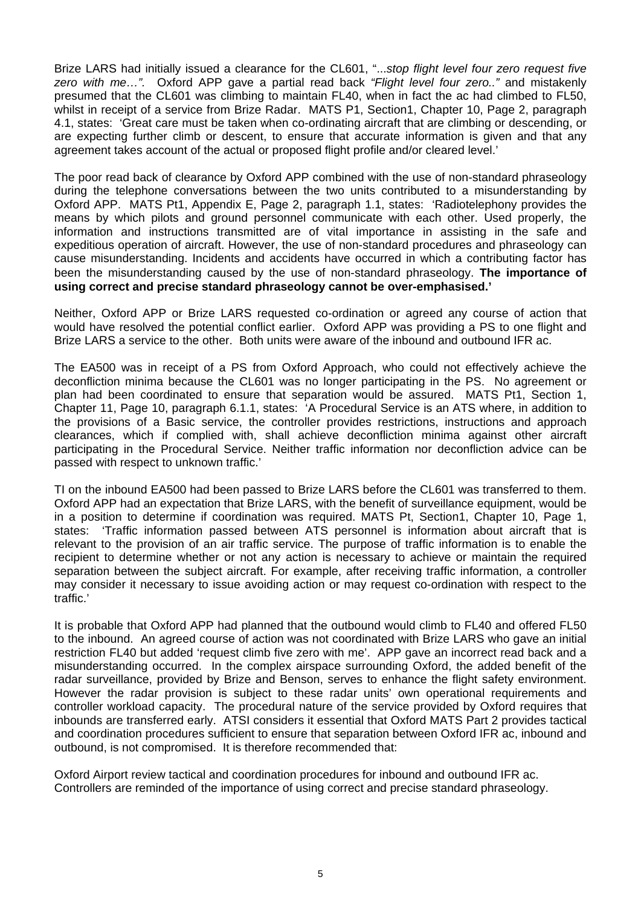Brize LARS had initially issued a clearance for the CL601, "...*stop flight level four zero request five zero with me…".* Oxford APP gave a partial read back *"Flight level four zero.."* and mistakenly presumed that the CL601 was climbing to maintain FL40, when in fact the ac had climbed to FL50, whilst in receipt of a service from Brize Radar. MATS P1, Section1, Chapter 10, Page 2, paragraph 4.1, states: 'Great care must be taken when co-ordinating aircraft that are climbing or descending, or are expecting further climb or descent, to ensure that accurate information is given and that any agreement takes account of the actual or proposed flight profile and/or cleared level.'

The poor read back of clearance by Oxford APP combined with the use of non-standard phraseology during the telephone conversations between the two units contributed to a misunderstanding by Oxford APP. MATS Pt1, Appendix E, Page 2, paragraph 1.1, states: 'Radiotelephony provides the means by which pilots and ground personnel communicate with each other. Used properly, the information and instructions transmitted are of vital importance in assisting in the safe and expeditious operation of aircraft. However, the use of non-standard procedures and phraseology can cause misunderstanding. Incidents and accidents have occurred in which a contributing factor has been the misunderstanding caused by the use of non-standard phraseology. **The importance of using correct and precise standard phraseology cannot be over-emphasised.'**

Neither, Oxford APP or Brize LARS requested co-ordination or agreed any course of action that would have resolved the potential conflict earlier. Oxford APP was providing a PS to one flight and Brize LARS a service to the other. Both units were aware of the inbound and outbound IFR ac.

The EA500 was in receipt of a PS from Oxford Approach, who could not effectively achieve the deconfliction minima because the CL601 was no longer participating in the PS. No agreement or plan had been coordinated to ensure that separation would be assured. MATS Pt1, Section 1, Chapter 11, Page 10, paragraph 6.1.1, states: 'A Procedural Service is an ATS where, in addition to the provisions of a Basic service, the controller provides restrictions, instructions and approach clearances, which if complied with, shall achieve deconfliction minima against other aircraft participating in the Procedural Service. Neither traffic information nor deconfliction advice can be passed with respect to unknown traffic.'

TI on the inbound EA500 had been passed to Brize LARS before the CL601 was transferred to them. Oxford APP had an expectation that Brize LARS, with the benefit of surveillance equipment, would be in a position to determine if coordination was required. MATS Pt, Section1, Chapter 10, Page 1, states: 'Traffic information passed between ATS personnel is information about aircraft that is relevant to the provision of an air traffic service. The purpose of traffic information is to enable the recipient to determine whether or not any action is necessary to achieve or maintain the required separation between the subject aircraft. For example, after receiving traffic information, a controller may consider it necessary to issue avoiding action or may request co-ordination with respect to the traffic.'

It is probable that Oxford APP had planned that the outbound would climb to FL40 and offered FL50 to the inbound. An agreed course of action was not coordinated with Brize LARS who gave an initial restriction FL40 but added 'request climb five zero with me'. APP gave an incorrect read back and a misunderstanding occurred. In the complex airspace surrounding Oxford, the added benefit of the radar surveillance, provided by Brize and Benson, serves to enhance the flight safety environment. However the radar provision is subject to these radar units' own operational requirements and controller workload capacity. The procedural nature of the service provided by Oxford requires that inbounds are transferred early. ATSI considers it essential that Oxford MATS Part 2 provides tactical and coordination procedures sufficient to ensure that separation between Oxford IFR ac, inbound and outbound, is not compromised. It is therefore recommended that:

Oxford Airport review tactical and coordination procedures for inbound and outbound IFR ac.
Controllers are reminded of the importance of using correct and precise standard phraseology.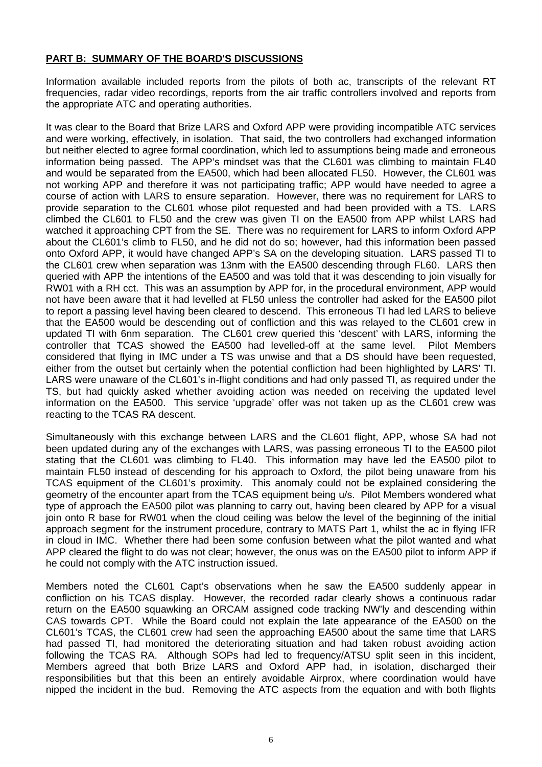**PART B: SUMMARY OF THE BOARD'S DISCUSSIONS**

Information available included reports from the pilots of both ac, transcripts of the relevant RT frequencies, radar video recordings, reports from the air traffic controllers involved and reports from the appropriate ATC and operating authorities.

It was clear to the Board that Brize LARS and Oxford APP were providing incompatible ATC services and were working, effectively, in isolation. That said, the two controllers had exchanged information but neither elected to agree formal coordination, which led to assumptions being made and erroneous information being passed. The APP's mindset was that the CL601 was climbing to maintain FL40 and would be separated from the EA500, which had been allocated FL50. However, the CL601 was not working APP and therefore it was not participating traffic; APP would have needed to agree a course of action with LARS to ensure separation. However, there was no requirement for LARS to provide separation to the CL601 whose pilot requested and had been provided with a TS. LARS climbed the CL601 to FL50 and the crew was given TI on the EA500 from APP whilst LARS had watched it approaching CPT from the SE. There was no requirement for LARS to inform Oxford APP about the CL601's climb to FL50, and he did not do so; however, had this information been passed onto Oxford APP, it would have changed APP's SA on the developing situation. LARS passed TI to the CL601 crew when separation was 13nm with the EA500 descending through FL60. LARS then queried with APP the intentions of the EA500 and was told that it was descending to join visually for RW01 with a RH cct. This was an assumption by APP for, in the procedural environment, APP would not have been aware that it had levelled at FL50 unless the controller had asked for the EA500 pilot to report a passing level having been cleared to descend. This erroneous TI had led LARS to believe that the EA500 would be descending out of confliction and this was relayed to the CL601 crew in updated TI with 6nm separation. The CL601 crew queried this 'descent' with LARS, informing the controller that TCAS showed the EA500 had levelled-off at the same level. Pilot Members considered that flying in IMC under a TS was unwise and that a DS should have been requested, either from the outset but certainly when the potential confliction had been highlighted by LARS' TI. LARS were unaware of the CL601's in-flight conditions and had only passed TI, as required under the TS, but had quickly asked whether avoiding action was needed on receiving the updated level information on the EA500. This service 'upgrade' offer was not taken up as the CL601 crew was reacting to the TCAS RA descent.

Simultaneously with this exchange between LARS and the CL601 flight, APP, whose SA had not been updated during any of the exchanges with LARS, was passing erroneous TI to the EA500 pilot stating that the CL601 was climbing to FL40. This information may have led the EA500 pilot to maintain FL50 instead of descending for his approach to Oxford, the pilot being unaware from his TCAS equipment of the CL601's proximity. This anomaly could not be explained considering the geometry of the encounter apart from the TCAS equipment being u/s. Pilot Members wondered what type of approach the EA500 pilot was planning to carry out, having been cleared by APP for a visual join onto R base for RW01 when the cloud ceiling was below the level of the beginning of the initial approach segment for the instrument procedure, contrary to MATS Part 1, whilst the ac in flying IFR in cloud in IMC. Whether there had been some confusion between what the pilot wanted and what APP cleared the flight to do was not clear; however, the onus was on the EA500 pilot to inform APP if he could not comply with the ATC instruction issued.

Members noted the CL601 Capt's observations when he saw the EA500 suddenly appear in confliction on his TCAS display. However, the recorded radar clearly shows a continuous radar return on the EA500 squawking an ORCAM assigned code tracking NW'ly and descending within CAS towards CPT. While the Board could not explain the late appearance of the EA500 on the CL601's TCAS, the CL601 crew had seen the approaching EA500 about the same time that LARS had passed TI, had monitored the deteriorating situation and had taken robust avoiding action following the TCAS RA. Although SOPs had led to frequency/ATSU split seen in this incident, Members agreed that both Brize LARS and Oxford APP had, in isolation, discharged their responsibilities but that this been an entirely avoidable Airprox, where coordination would have nipped the incident in the bud. Removing the ATC aspects from the equation and with both flights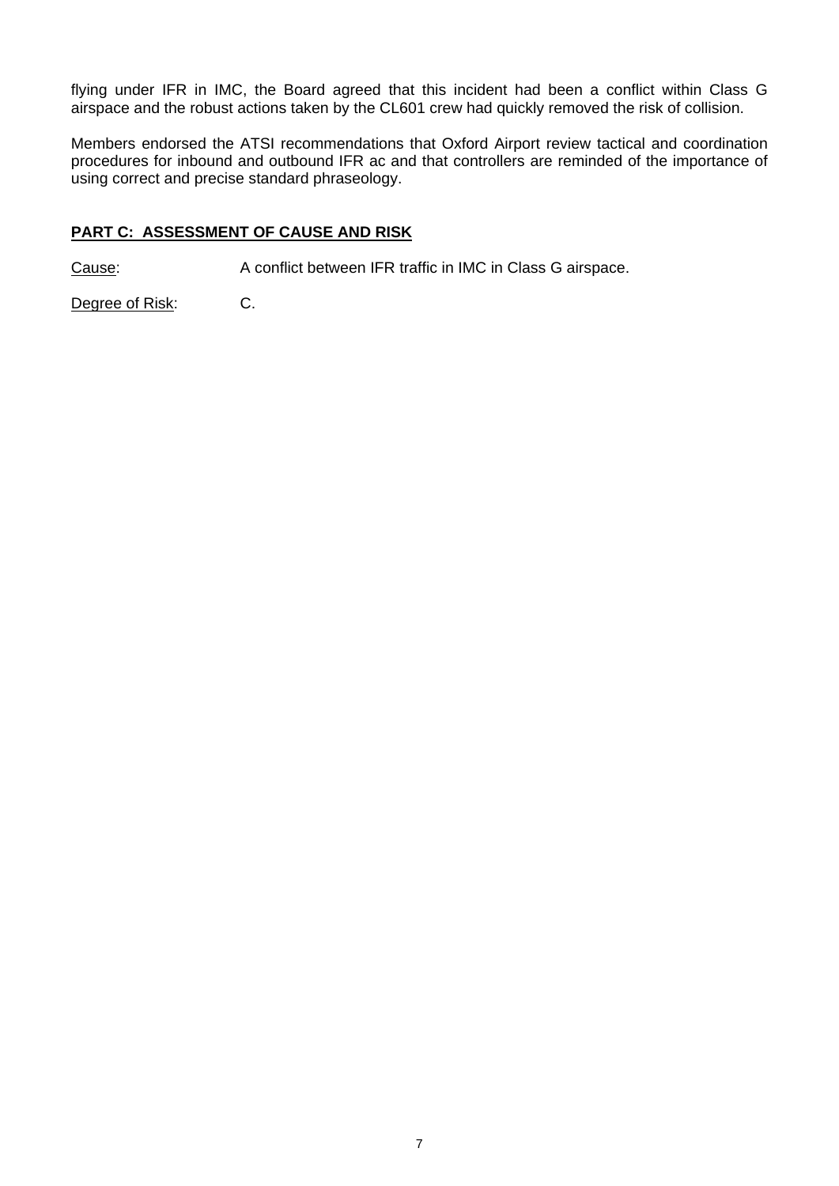flying under IFR in IMC, the Board agreed that this incident had been a conflict within Class G airspace and the robust actions taken by the CL601 crew had quickly removed the risk of collision.

Members endorsed the ATSI recommendations that Oxford Airport review tactical and coordination procedures for inbound and outbound IFR ac and that controllers are reminded of the importance of using correct and precise standard phraseology.

## PART C: ASSESSMENT OF CAUSE AND RISK

Cause: A conflict between IFR traffic in IMC in Class G airspace.

Degree of Risk: C.